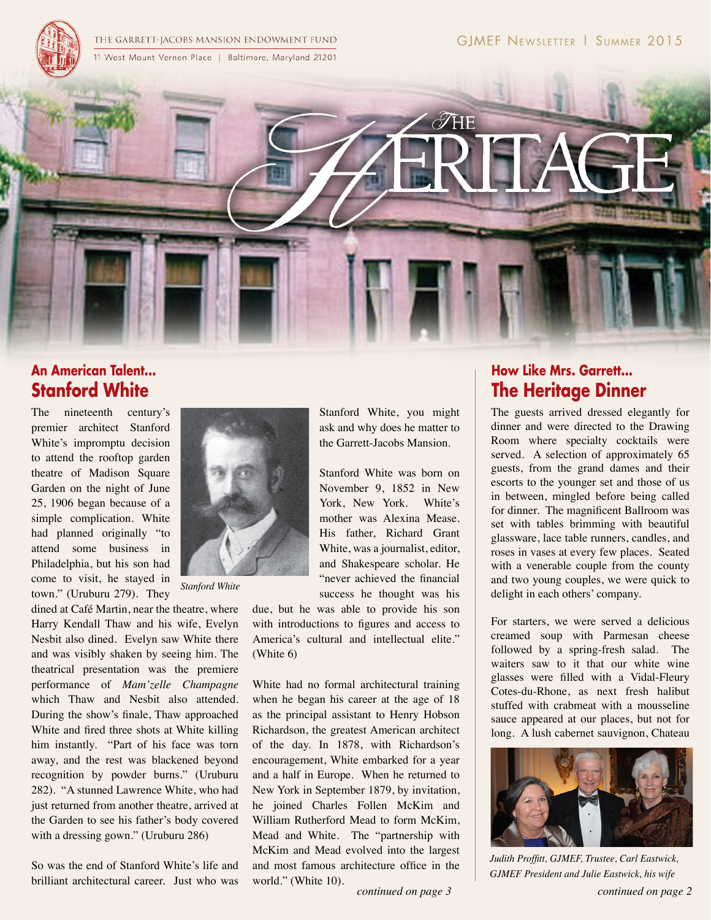THE GARRETT-JACOBS MANSION ENDOWMENT FUND

11 West Mount Vernon Place | Baltimore, Maryland 21201

GJMEF Newsletter | Summer 2015

# The Heritage

## An American Talent... Stanford White

The nineteenth century's premier architect Stanford White's impromptu decision to attend the rooftop garden theatre of Madison Square Garden on the night of June 25, 1906 began because of a simple complication. White had planned originally "to attend some business in Philadelphia, but his son had come to visit, he stayed in town." (Uruburu 279). They dined at Café Martin, near the theatre, where Harry Kendall Thaw and his wife, Evelyn Nesbit also dined. Evelyn saw White there and was visibly shaken by seeing him. The theatrical presentation was the premiere performance of *Mam'zelle Champagne* which Thaw and Nesbit also attended. During the show's finale, Thaw approached White and fired three shots at White killing him instantly. "Part of his face was torn away, and the rest was blackened beyond recognition by powder burns." (Uruburu 282). "A stunned Lawrence White, who had just returned from another theatre, arrived at the Garden to see his father's body covered with a dressing gown." (Uruburu 286)

*Stanford White*

So was the end of Stanford White's life and brilliant architectural career. Just who was Stanford White, you might ask and why does he matter to the Garrett-Jacobs Mansion.

Stanford White was born on November 9, 1852 in New York, New York. White's mother was Alexina Mease. His father, Richard Grant White, was a journalist, editor, and Shakespeare scholar. He "never achieved the financial success he thought was his due, but he was able to provide his son with introductions to figures and access to America's cultural and intellectual elite." (White 6)

White had no formal architectural training when he began his career at the age of 18 as the principal assistant to Henry Hobson Richardson, the greatest American architect of the day. In 1878, with Richardson's encouragement, White embarked for a year and a half in Europe. When he returned to New York in September 1879, by invitation, he joined Charles Follen McKim and William Rutherford Mead to form McKim, Mead and White. The "partnership with McKim and Mead evolved into the largest and most famous architecture office in the world." (White 10).

*continued on page 3*

## How Like Mrs. Garrett... The Heritage Dinner

The guests arrived dressed elegantly for dinner and were directed to the Drawing Room where specialty cocktails were served. A selection of approximately 65 guests, from the grand dames and their escorts to the younger set and those of us in between, mingled before being called for dinner. The magnificent Ballroom was set with tables brimming with beautiful glassware, lace table runners, candles, and roses in vases at every few places. Seated with a venerable couple from the county and two young couples, we were quick to delight in each others' company.

For starters, we were served a delicious creamed soup with Parmesan cheese followed by a spring-fresh salad. The waiters saw to it that our white wine glasses were filled with a Vidal-Fleury Cotes-du-Rhone, as next fresh halibut stuffed with crabmeat with a mousseline sauce appeared at our places, but not for long. A lush cabernet sauvignon, Chateau

*Judith Proffitt, GJMEF, Trustee, Carl Eastwick, GJMEF President and Julie Eastwick, his wife*

*continued on page 2*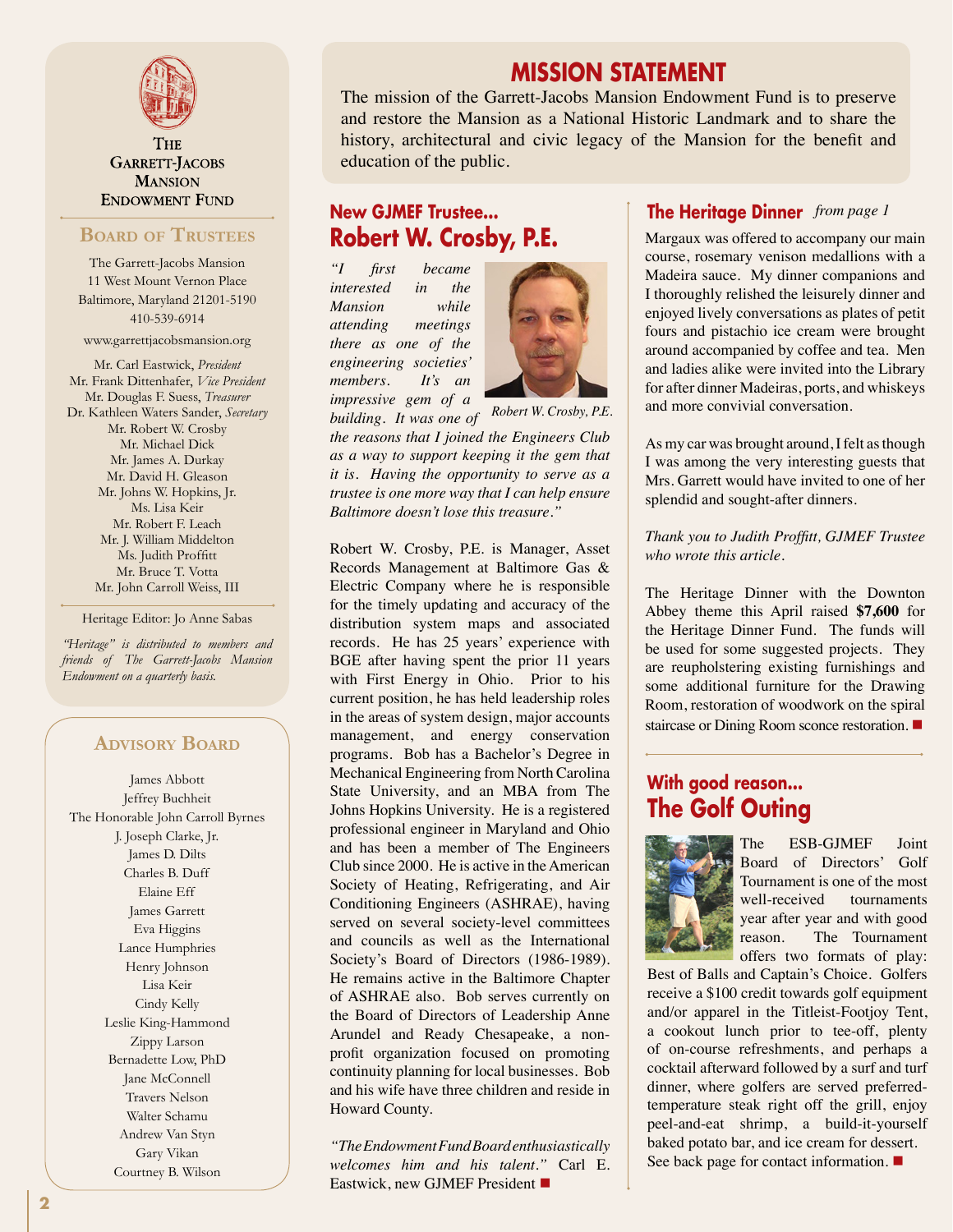# The Garrett-Jacobs Mansion Endowment Fund

## Board of Trustees

The Garrett-Jacobs Mansion
11 West Mount Vernon Place
Baltimore, Maryland 21201-5190
410-539-6914

www.garrettjacobsmansion.org

Mr. Carl Eastwick, *President*
Mr. Frank Dittenhafer, *Vice President*
Mr. Douglas F. Suess, *Treasurer*
Dr. Kathleen Waters Sander, *Secretary*
Mr. Robert W. Crosby
Mr. Michael Dick
Mr. James A. Durkay
Mr. David H. Gleason
Mr. Johns W. Hopkins, Jr.
Ms. Lisa Keir
Mr. Robert F. Leach
Mr. J. William Middelton
Ms. Judith Proffitt
Mr. Bruce T. Votta
Mr. John Carroll Weiss, III

Heritage Editor: Jo Anne Sabas

*"Heritage" is distributed to members and friends of The Garrett-Jacobs Mansion Endowment on a quarterly basis.*

## Advisory Board

James Abbott
Jeffrey Buchheit
The Honorable John Carroll Byrnes
J. Joseph Clarke, Jr.
James D. Dilts
Charles B. Duff
Elaine Eff
James Garrett
Eva Higgins
Lance Humphries
Henry Johnson
Lisa Keir
Cindy Kelly
Leslie King-Hammond
Zippy Larson
Bernadette Low, PhD
Jane McConnell
Travers Nelson
Walter Schamu
Andrew Van Styn
Gary Vikan
Courtney B. Wilson

# Mission Statement

The mission of the Garrett-Jacobs Mansion Endowment Fund is to preserve and restore the Mansion as a National Historic Landmark and to share the history, architectural and civic legacy of the Mansion for the benefit and education of the public.

## New GJMEF Trustee... Robert W. Crosby, P.E.

*"I first became interested in the Mansion while attending meetings there as one of the engineering societies' members. It's an impressive gem of a building. It was one of the reasons that I joined the Engineers Club as a way to support keeping it the gem that it is. Having the opportunity to serve as a trustee is one more way that I can help ensure Baltimore doesn't lose this treasure."*

*Robert W. Crosby, P.E.*

Robert W. Crosby, P.E. is Manager, Asset Records Management at Baltimore Gas & Electric Company where he is responsible for the timely updating and accuracy of the distribution system maps and associated records. He has 25 years' experience with BGE after having spent the prior 11 years with First Energy in Ohio. Prior to his current position, he has held leadership roles in the areas of system design, major accounts management, and energy conservation programs. Bob has a Bachelor's Degree in Mechanical Engineering from North Carolina State University, and an MBA from The Johns Hopkins University. He is a registered professional engineer in Maryland and Ohio and has been a member of The Engineers Club since 2000. He is active in the American Society of Heating, Refrigerating, and Air Conditioning Engineers (ASHRAE), having served on several society-level committees and councils as well as the International Society's Board of Directors (1986-1989). He remains active in the Baltimore Chapter of ASHRAE also. Bob serves currently on the Board of Directors of Leadership Anne Arundel and Ready Chesapeake, a non-profit organization focused on promoting continuity planning for local businesses. Bob and his wife have three children and reside in Howard County.

*"The Endowment Fund Board enthusiastically welcomes him and his talent."* Carl E. Eastwick, new GJMEF President ■

## The Heritage Dinner *from page 1*

Margaux was offered to accompany our main course, rosemary venison medallions with a Madeira sauce. My dinner companions and I thoroughly relished the leisurely dinner and enjoyed lively conversations as plates of petit fours and pistachio ice cream were brought around accompanied by coffee and tea. Men and ladies alike were invited into the Library for after dinner Madeiras, ports, and whiskeys and more convivial conversation.

As my car was brought around, I felt as though I was among the very interesting guests that Mrs. Garrett would have invited to one of her splendid and sought-after dinners.

*Thank you to Judith Proffitt, GJMEF Trustee who wrote this article.*

The Heritage Dinner with the Downton Abbey theme this April raised **$7,600** for the Heritage Dinner Fund. The funds will be used for some suggested projects. They are reupholstering existing furnishings and some additional furniture for the Drawing Room, restoration of woodwork on the spiral staircase or Dining Room sconce restoration. ■

## With good reason... The Golf Outing

The ESB-GJMEF Joint Board of Directors' Golf Tournament is one of the most well-received tournaments year after year and with good reason. The Tournament offers two formats of play: Best of Balls and Captain's Choice. Golfers receive a $100 credit towards golf equipment and/or apparel in the Titleist-Footjoy Tent, a cookout lunch prior to tee-off, plenty of on-course refreshments, and perhaps a cocktail afterward followed by a surf and turf dinner, where golfers are served preferred-temperature steak right off the grill, enjoy peel-and-eat shrimp, a build-it-yourself baked potato bar, and ice cream for dessert. See back page for contact information. ■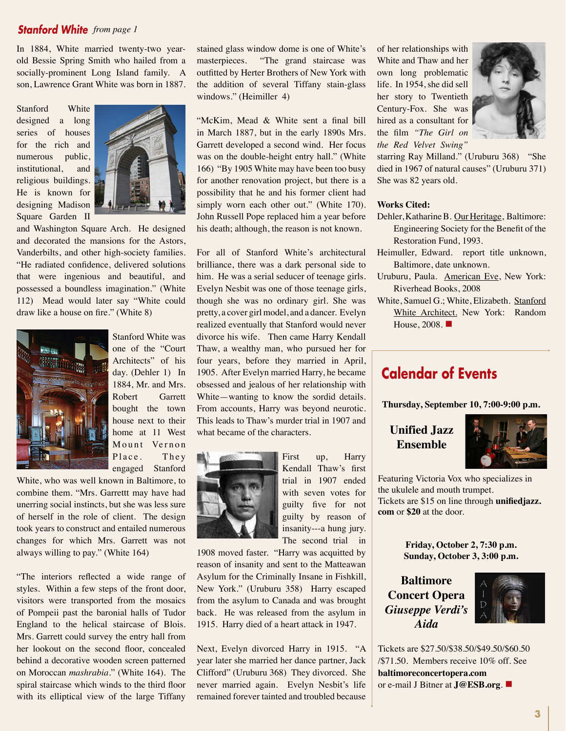## Stanford White *from page 1*

In 1884, White married twenty-two year-old Bessie Spring Smith who hailed from a socially-prominent Long Island family. A son, Lawrence Grant White was born in 1887.

Stanford White designed a long series of houses for the rich and numerous public, institutional, and religious buildings. He is known for designing Madison Square Garden II and Washington Square Arch. He designed and decorated the mansions for the Astors, Vanderbilts, and other high-society families. "He radiated confidence, delivered solutions that were ingenious and beautiful, and possessed a boundless imagination." (White 112) Mead would later say "White could draw like a house on fire." (White 8)

Stanford White was one of the "Court Architects" of his day. (Dehler 1) In 1884, Mr. and Mrs. Robert Garrett bought the town house next to their home at 11 West Mount Vernon Place. They engaged Stanford White, who was well known in Baltimore, to combine them. "Mrs. Garrettt may have had unerring social instincts, but she was less sure of herself in the role of client. The design took years to construct and entailed numerous changes for which Mrs. Garrett was not always willing to pay." (White 164)

"The interiors reflected a wide range of styles. Within a few steps of the front door, visitors were transported from the mosaics of Pompeii past the baronial halls of Tudor England to the helical staircase of Blois. Mrs. Garrett could survey the entry hall from her lookout on the second floor, concealed behind a decorative wooden screen patterned on Moroccan *mashrabia*." (White 164). The spiral staircase which winds to the third floor with its elliptical view of the large Tiffany stained glass window dome is one of White's masterpieces. "The grand staircase was outfitted by Herter Brothers of New York with the addition of several Tiffany stain-glass windows." (Heimiller 4)

"McKim, Mead & White sent a final bill in March 1887, but in the early 1890s Mrs. Garrett developed a second wind. Her focus was on the double-height entry hall." (White 166) "By 1905 White may have been too busy for another renovation project, but there is a possibility that he and his former client had simply worn each other out." (White 170). John Russell Pope replaced him a year before his death; although, the reason is not known.

For all of Stanford White's architectural brilliance, there was a dark personal side to him. He was a serial seducer of teenage girls. Evelyn Nesbit was one of those teenage girls, though she was no ordinary girl. She was pretty, a cover girl model, and a dancer. Evelyn realized eventually that Stanford would never divorce his wife. Then came Harry Kendall Thaw, a wealthy man, who pursued her for four years, before they married in April, 1905. After Evelyn married Harry, he became obsessed and jealous of her relationship with White—wanting to know the sordid details. From accounts, Harry was beyond neurotic. This leads to Thaw's murder trial in 1907 and what became of the characters.

First up, Harry Kendall Thaw's first trial in 1907 ended with seven votes for guilty five for not guilty by reason of insanity---a hung jury. The second trial in 1908 moved faster. "Harry was acquitted by reason of insanity and sent to the Matteawan Asylum for the Criminally Insane in Fishkill, New York." (Uruburu 358) Harry escaped from the asylum to Canada and was brought back. He was released from the asylum in 1915. Harry died of a heart attack in 1947.

Next, Evelyn divorced Harry in 1915. "A year later she married her dance partner, Jack Clifford" (Uruburu 368) They divorced. She never married again. Evelyn Nesbit's life remained forever tainted and troubled because of her relationships with White and Thaw and her own long problematic life. In 1954, she did sell her story to Twentieth Century-Fox. She was hired as a consultant for the film *"The Girl on the Red Velvet Swing"* starring Ray Milland." (Uruburu 368) "She died in 1967 of natural causes" (Uruburu 371) She was 82 years old.

**Works Cited:**

Dehler, Katharine B. Our Heritage, Baltimore: Engineering Society for the Benefit of the Restoration Fund, 1993.

Heimuller, Edward. report title unknown, Baltimore, date unknown.

Uruburu, Paula. American Eve, New York: Riverhead Books, 2008

White, Samuel G.; White, Elizabeth. Stanford White Architect. New York: Random House, 2008. ■

## Calendar of Events

**Thursday, September 10, 7:00-9:00 p.m.**

**Unified Jazz Ensemble**

Featuring Victoria Vox who specializes in the ukulele and mouth trumpet.
Tickets are $15 on line through **unifiedjazz.com** or **$20** at the door.

**Friday, October 2, 7:30 p.m.**
**Sunday, October 3, 3:00 p.m.**

**Baltimore Concert Opera**
***Giuseppe Verdi's Aida***

Tickets are $27.50/$38.50/$49.50/$60.50 /$71.50. Members receive 10% off. See **baltimoreconcertopera.com** or e-mail J Bitner at **J@ESB.org**. ■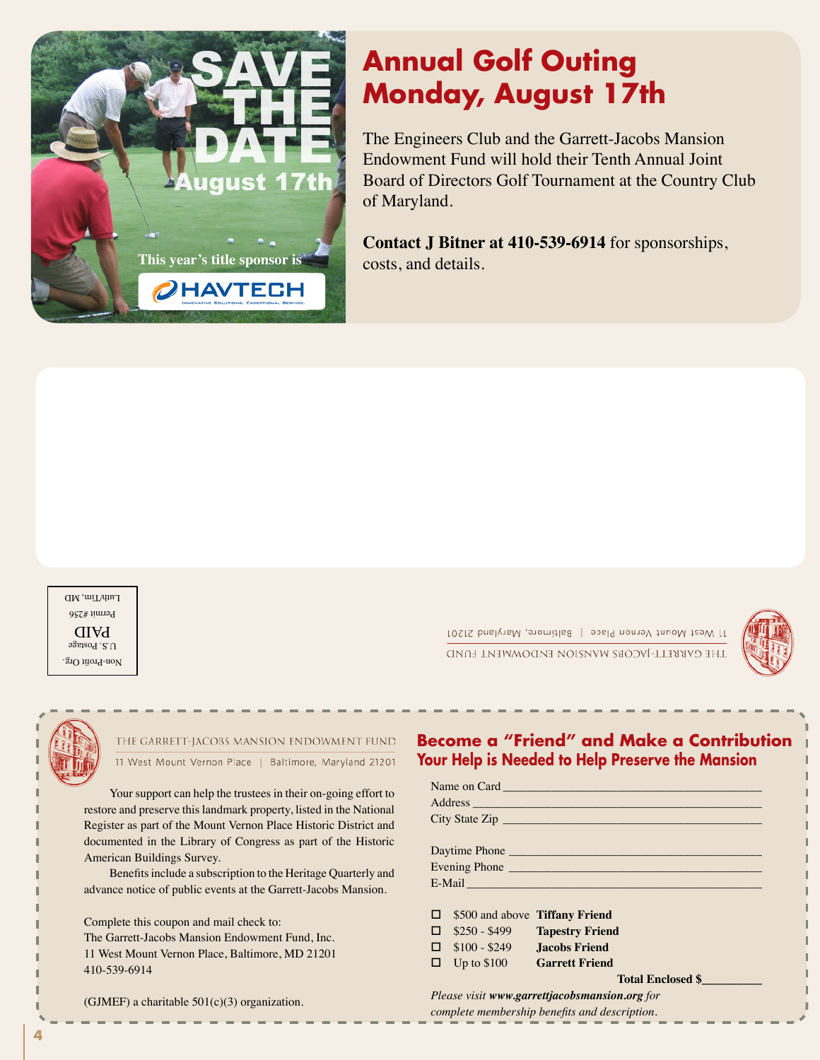SAVE THE DATE August 17th

This year's title sponsor is HAVTECH

## Annual Golf Outing Monday, August 17th

The Engineers Club and the Garrett-Jacobs Mansion Endowment Fund will hold their Tenth Annual Joint Board of Directors Golf Tournament at the Country Club of Maryland.

**Contact J Bitner at 410-539-6914** for sponsorships, costs, and details.

Non-Profit Org.
U.S. Postage
PAID
Permit #256
Luth/Tim, MD

THE GARRETT-JACOBS MANSION ENDOWMENT FUND
11 West Mount Vernon Place | Baltimore, Maryland 21201

---

THE GARRETT-JACOBS MANSION ENDOWMENT FUND
11 West Mount Vernon Place | Baltimore, Maryland 21201

Your support can help the trustees in their on-going effort to restore and preserve this landmark property, listed in the National Register as part of the Mount Vernon Place Historic District and documented in the Library of Congress as part of the Historic American Buildings Survey.

Benefits include a subscription to the Heritage Quarterly and advance notice of public events at the Garrett-Jacobs Mansion.

Complete this coupon and mail check to:
The Garrett-Jacobs Mansion Endowment Fund, Inc.
11 West Mount Vernon Place, Baltimore, MD 21201
410-539-6914

(GJMEF) a charitable 501(c)(3) organization.

## Become a "Friend" and Make a Contribution
### Your Help is Needed to Help Preserve the Mansion

Name on Card ___________________________
Address ___________________________
City State Zip ___________________________

Daytime Phone ___________________________
Evening Phone ___________________________
E-Mail ___________________________

- ☐ $500 and above **Tiffany Friend**
- ☐ $250 - $499 **Tapestry Friend**
- ☐ $100 - $249 **Jacobs Friend**
- ☐ Up to $100 **Garrett Friend**

**Total Enclosed $_________**

*Please visit **www.garrettjacobsmansion.org** for complete membership benefits and description.*